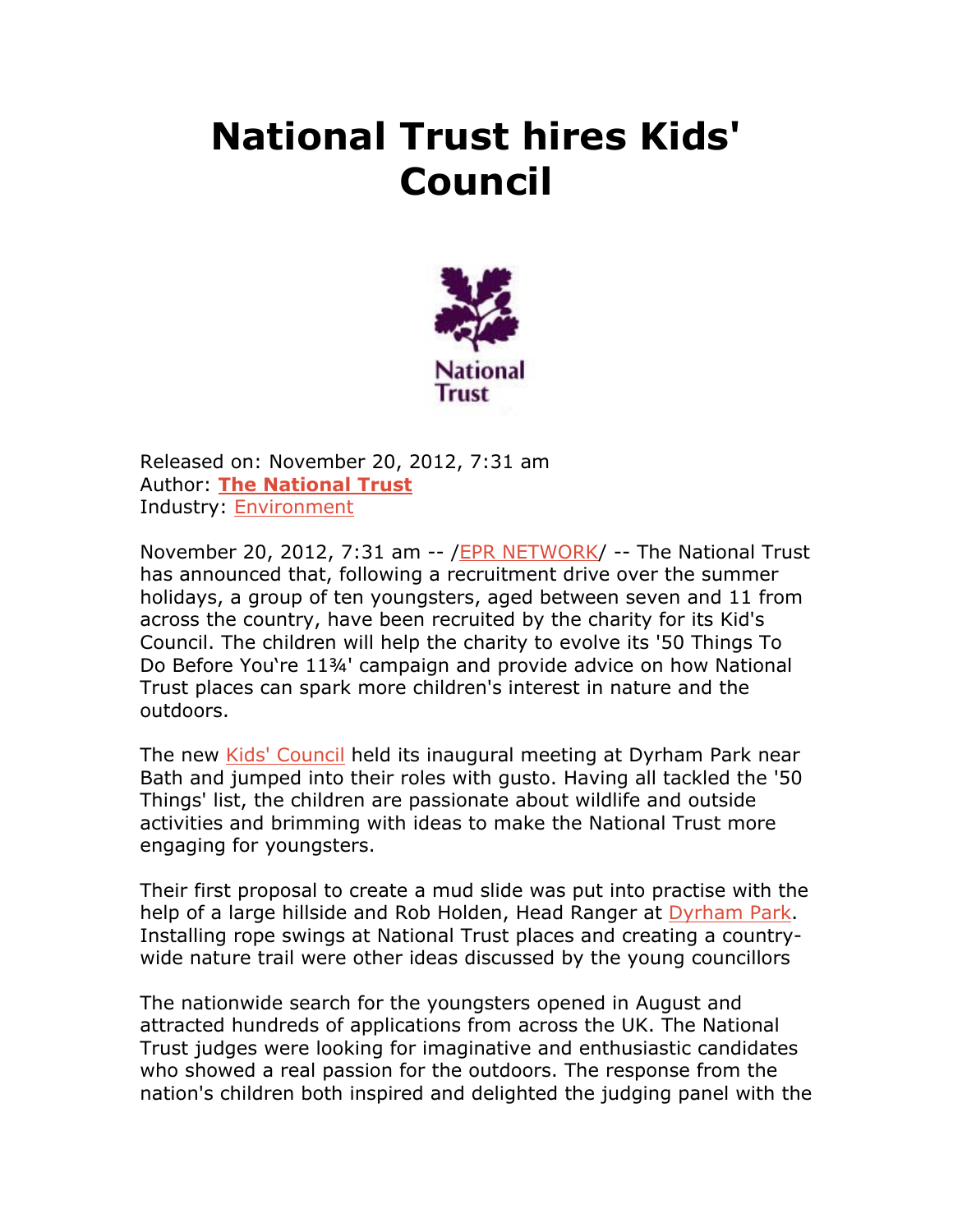# National Trust hires Kids' Council

Released on: November 20, 2012, 7:31 am
Author: **The National Trust**
Industry: Environment

November 20, 2012, 7:31 am -- /EPR NETWORK/ -- The National Trust has announced that, following a recruitment drive over the summer holidays, a group of ten youngsters, aged between seven and 11 from across the country, have been recruited by the charity for its Kid's Council. The children will help the charity to evolve its '50 Things To Do Before You're 11¾' campaign and provide advice on how National Trust places can spark more children's interest in nature and the outdoors.

The new Kids' Council held its inaugural meeting at Dyrham Park near Bath and jumped into their roles with gusto. Having all tackled the '50 Things' list, the children are passionate about wildlife and outside activities and brimming with ideas to make the National Trust more engaging for youngsters.

Their first proposal to create a mud slide was put into practise with the help of a large hillside and Rob Holden, Head Ranger at Dyrham Park. Installing rope swings at National Trust places and creating a country-wide nature trail were other ideas discussed by the young councillors

The nationwide search for the youngsters opened in August and attracted hundreds of applications from across the UK. The National Trust judges were looking for imaginative and enthusiastic candidates who showed a real passion for the outdoors. The response from the nation's children both inspired and delighted the judging panel with the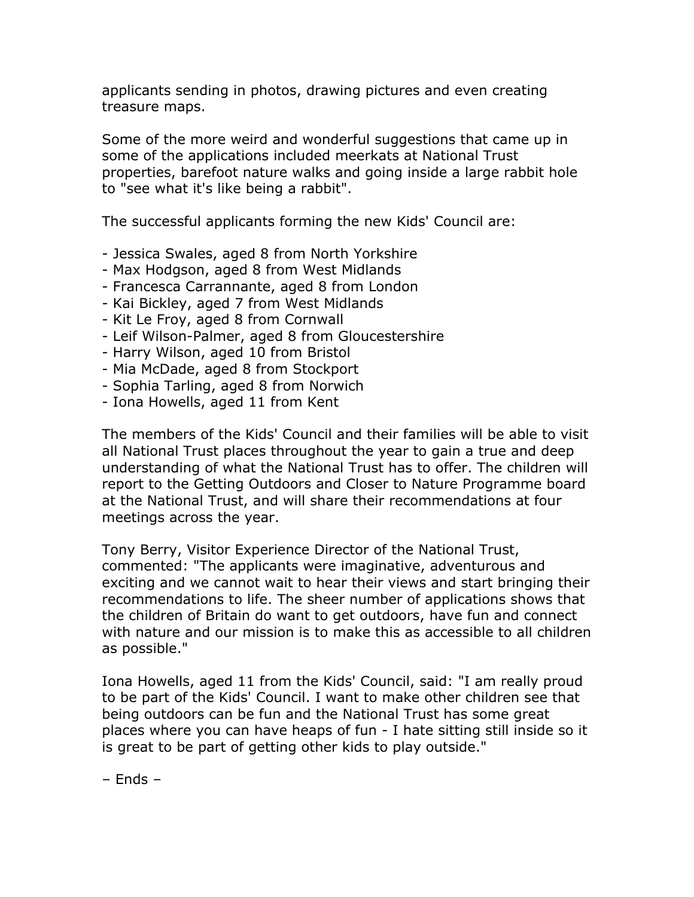applicants sending in photos, drawing pictures and even creating treasure maps.

Some of the more weird and wonderful suggestions that came up in some of the applications included meerkats at National Trust properties, barefoot nature walks and going inside a large rabbit hole to "see what it's like being a rabbit".

The successful applicants forming the new Kids' Council are:

- Jessica Swales, aged 8 from North Yorkshire
- Max Hodgson, aged 8 from West Midlands
- Francesca Carrannante, aged 8 from London
- Kai Bickley, aged 7 from West Midlands
- Kit Le Froy, aged 8 from Cornwall
- Leif Wilson-Palmer, aged 8 from Gloucestershire
- Harry Wilson, aged 10 from Bristol
- Mia McDade, aged 8 from Stockport
- Sophia Tarling, aged 8 from Norwich
- Iona Howells, aged 11 from Kent

The members of the Kids' Council and their families will be able to visit all National Trust places throughout the year to gain a true and deep understanding of what the National Trust has to offer. The children will report to the Getting Outdoors and Closer to Nature Programme board at the National Trust, and will share their recommendations at four meetings across the year.

Tony Berry, Visitor Experience Director of the National Trust, commented: "The applicants were imaginative, adventurous and exciting and we cannot wait to hear their views and start bringing their recommendations to life. The sheer number of applications shows that the children of Britain do want to get outdoors, have fun and connect with nature and our mission is to make this as accessible to all children as possible."

Iona Howells, aged 11 from the Kids' Council, said: "I am really proud to be part of the Kids' Council. I want to make other children see that being outdoors can be fun and the National Trust has some great places where you can have heaps of fun - I hate sitting still inside so it is great to be part of getting other kids to play outside."

– Ends –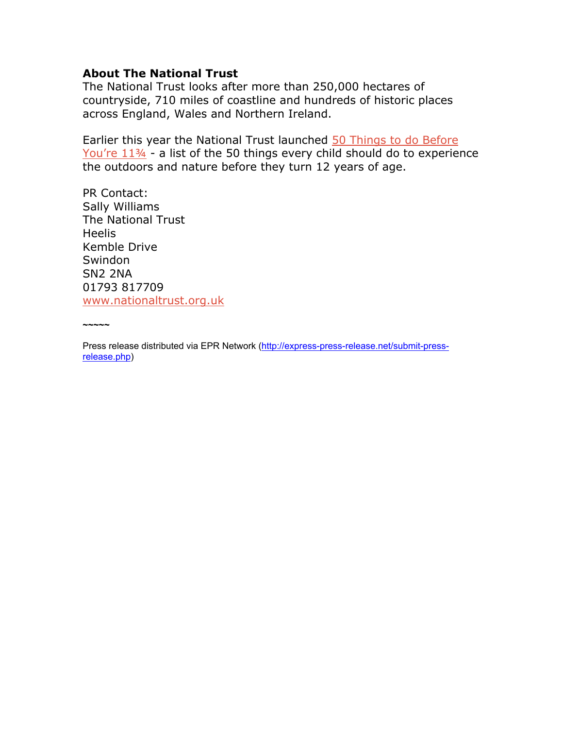**About The National Trust**
The National Trust looks after more than 250,000 hectares of countryside, 710 miles of coastline and hundreds of historic places across England, Wales and Northern Ireland.

Earlier this year the National Trust launched 50 Things to do Before You're 11¾ - a list of the 50 things every child should do to experience the outdoors and nature before they turn 12 years of age.

PR Contact:
Sally Williams
The National Trust
Heelis
Kemble Drive
Swindon
SN2 2NA
01793 817709
www.nationaltrust.org.uk

~~~~~

Press release distributed via EPR Network (http://express-press-release.net/submit-press-release.php)